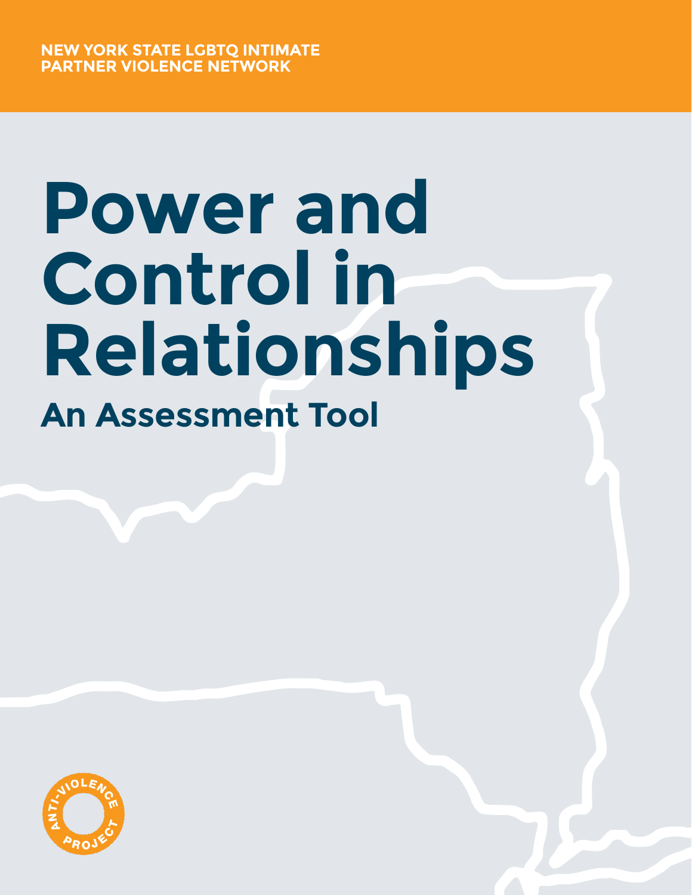NEW YORK STATE LGBTQ INTIMATE PARTNER VIOLENCE NETWORK

# Power and Control in Relationships

## An Assessment Tool

ANTI-VIOLENCE PROJECT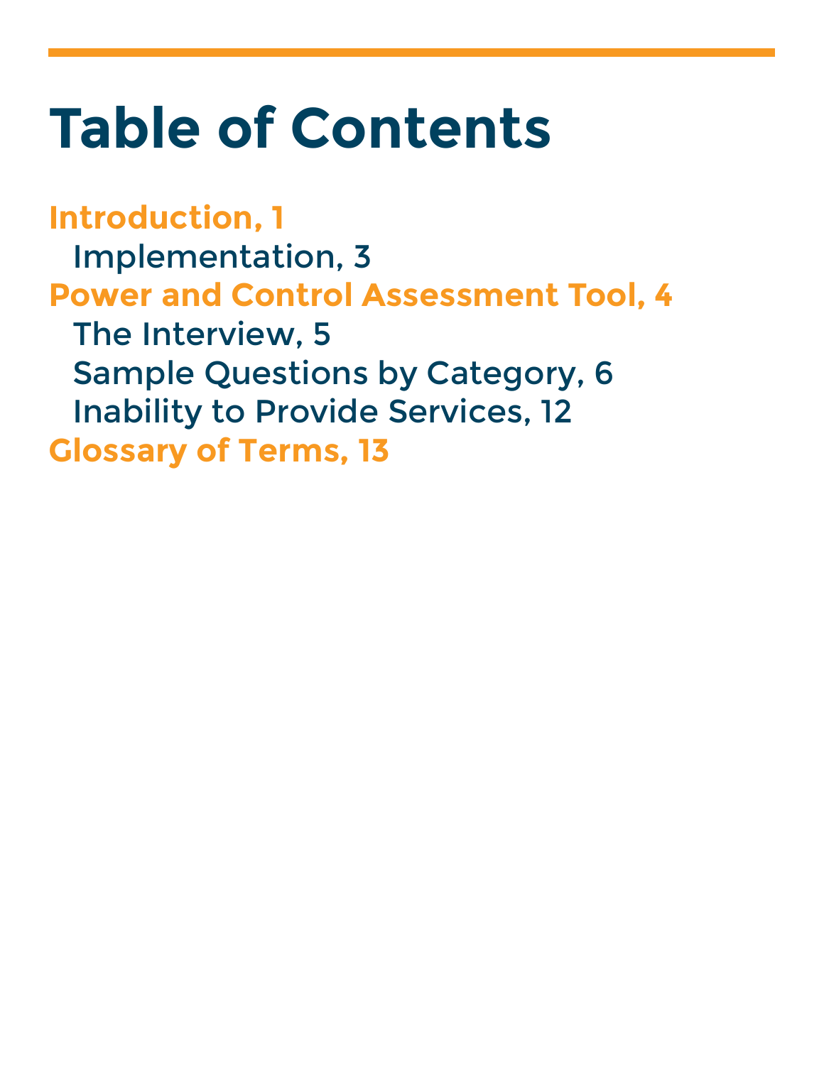# Table of Contents

**Introduction, 1**

- Implementation, 3

**Power and Control Assessment Tool, 4**

- The Interview, 5
- Sample Questions by Category, 6
- Inability to Provide Services, 12

**Glossary of Terms, 13**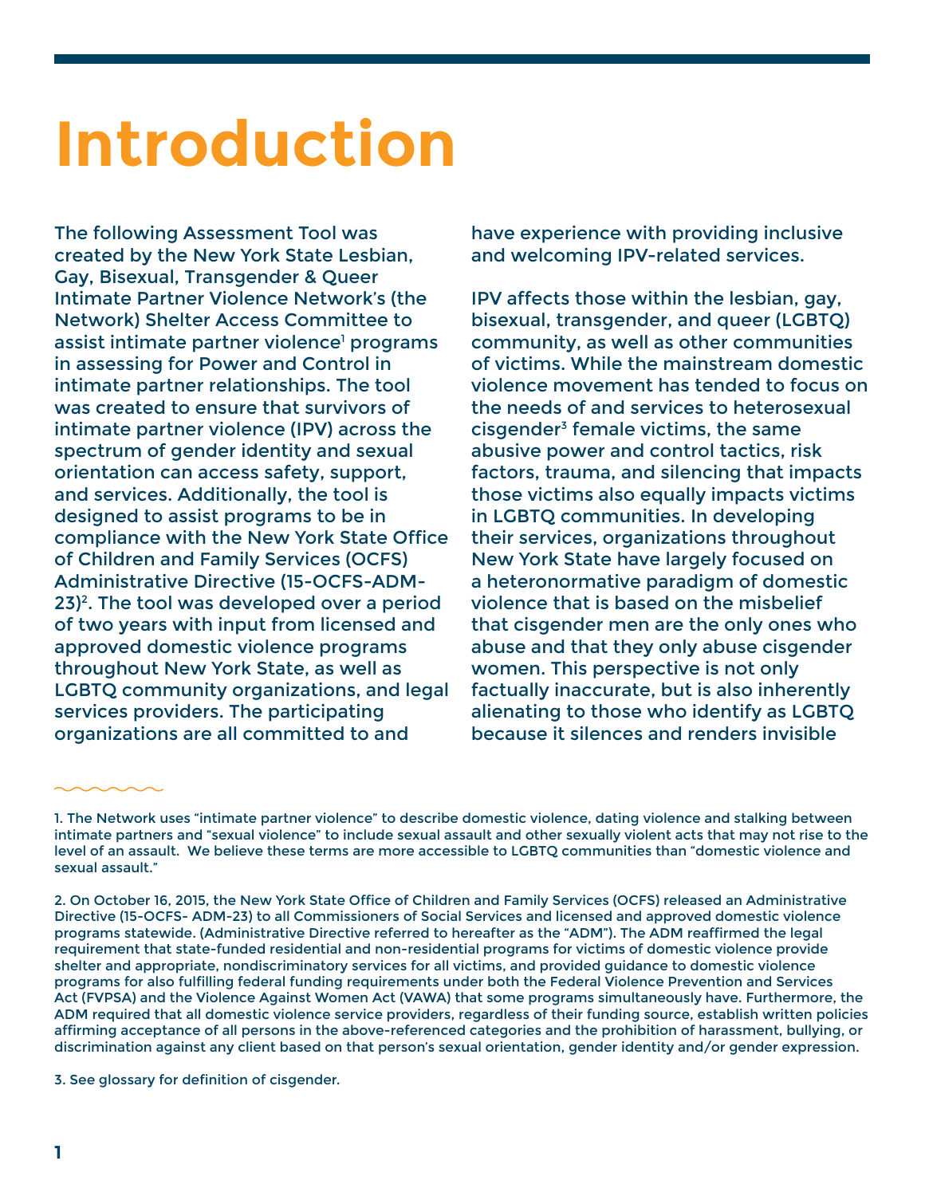# Introduction

The following Assessment Tool was created by the New York State Lesbian, Gay, Bisexual, Transgender & Queer Intimate Partner Violence Network's (the Network) Shelter Access Committee to assist intimate partner violence[1] programs in assessing for Power and Control in intimate partner relationships. The tool was created to ensure that survivors of intimate partner violence (IPV) across the spectrum of gender identity and sexual orientation can access safety, support, and services. Additionally, the tool is designed to assist programs to be in compliance with the New York State Office of Children and Family Services (OCFS) Administrative Directive (15-OCFS-ADM-23)[2]. The tool was developed over a period of two years with input from licensed and approved domestic violence programs throughout New York State, as well as LGBTQ community organizations, and legal services providers. The participating organizations are all committed to and have experience with providing inclusive and welcoming IPV-related services.

IPV affects those within the lesbian, gay, bisexual, transgender, and queer (LGBTQ) community, as well as other communities of victims. While the mainstream domestic violence movement has tended to focus on the needs of and services to heterosexual cisgender[3] female victims, the same abusive power and control tactics, risk factors, trauma, and silencing that impacts those victims also equally impacts victims in LGBTQ communities. In developing their services, organizations throughout New York State have largely focused on a heteronormative paradigm of domestic violence that is based on the misbelief that cisgender men are the only ones who abuse and that they only abuse cisgender women. This perspective is not only factually inaccurate, but is also inherently alienating to those who identify as LGBTQ because it silences and renders invisible

---

1. The Network uses "intimate partner violence" to describe domestic violence, dating violence and stalking between intimate partners and "sexual violence" to include sexual assault and other sexually violent acts that may not rise to the level of an assault. We believe these terms are more accessible to LGBTQ communities than "domestic violence and sexual assault."

2. On October 16, 2015, the New York State Office of Children and Family Services (OCFS) released an Administrative Directive (15-OCFS- ADM-23) to all Commissioners of Social Services and licensed and approved domestic violence programs statewide. (Administrative Directive referred to hereafter as the "ADM"). The ADM reaffirmed the legal requirement that state-funded residential and non-residential programs for victims of domestic violence provide shelter and appropriate, nondiscriminatory services for all victims, and provided guidance to domestic violence programs for also fulfilling federal funding requirements under both the Federal Violence Prevention and Services Act (FVPSA) and the Violence Against Women Act (VAWA) that some programs simultaneously have. Furthermore, the ADM required that all domestic violence service providers, regardless of their funding source, establish written policies affirming acceptance of all persons in the above-referenced categories and the prohibition of harassment, bullying, or discrimination against any client based on that person's sexual orientation, gender identity and/or gender expression.

3. See glossary for definition of cisgender.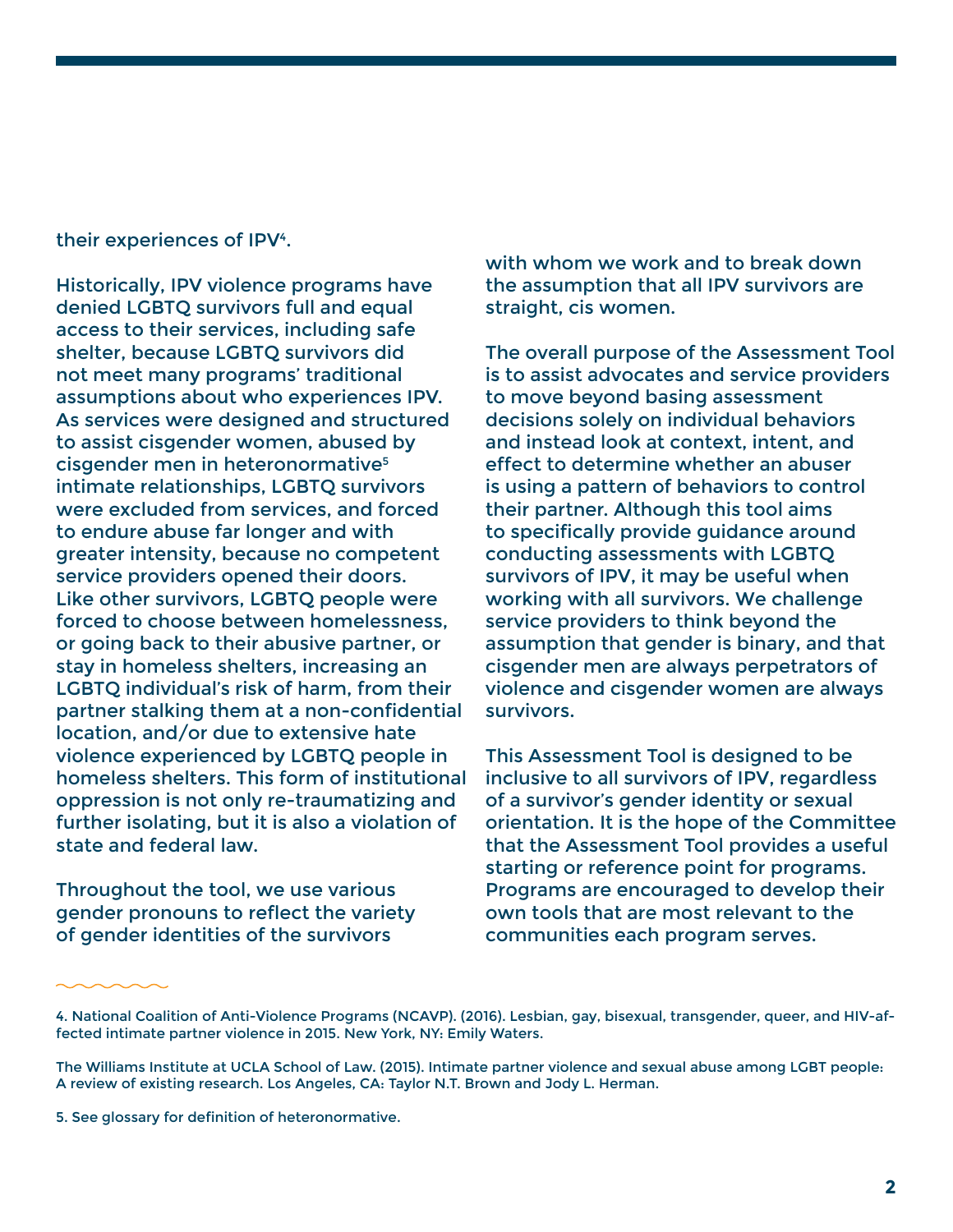their experiences of IPV[4].

Historically, IPV violence programs have denied LGBTQ survivors full and equal access to their services, including safe shelter, because LGBTQ survivors did not meet many programs' traditional assumptions about who experiences IPV. As services were designed and structured to assist cisgender women, abused by cisgender men in heteronormative[5] intimate relationships, LGBTQ survivors were excluded from services, and forced to endure abuse far longer and with greater intensity, because no competent service providers opened their doors. Like other survivors, LGBTQ people were forced to choose between homelessness, or going back to their abusive partner, or stay in homeless shelters, increasing an LGBTQ individual's risk of harm, from their partner stalking them at a non-confidential location, and/or due to extensive hate violence experienced by LGBTQ people in homeless shelters. This form of institutional oppression is not only re-traumatizing and further isolating, but it is also a violation of state and federal law.

Throughout the tool, we use various gender pronouns to reflect the variety of gender identities of the survivors with whom we work and to break down the assumption that all IPV survivors are straight, cis women.

The overall purpose of the Assessment Tool is to assist advocates and service providers to move beyond basing assessment decisions solely on individual behaviors and instead look at context, intent, and effect to determine whether an abuser is using a pattern of behaviors to control their partner. Although this tool aims to specifically provide guidance around conducting assessments with LGBTQ survivors of IPV, it may be useful when working with all survivors. We challenge service providers to think beyond the assumption that gender is binary, and that cisgender men are always perpetrators of violence and cisgender women are always survivors.

This Assessment Tool is designed to be inclusive to all survivors of IPV, regardless of a survivor's gender identity or sexual orientation. It is the hope of the Committee that the Assessment Tool provides a useful starting or reference point for programs. Programs are encouraged to develop their own tools that are most relevant to the communities each program serves.

---

4. National Coalition of Anti-Violence Programs (NCAVP). (2016). Lesbian, gay, bisexual, transgender, queer, and HIV-affected intimate partner violence in 2015. New York, NY: Emily Waters.

The Williams Institute at UCLA School of Law. (2015). Intimate partner violence and sexual abuse among LGBT people: A review of existing research. Los Angeles, CA: Taylor N.T. Brown and Jody L. Herman.

5. See glossary for definition of heteronormative.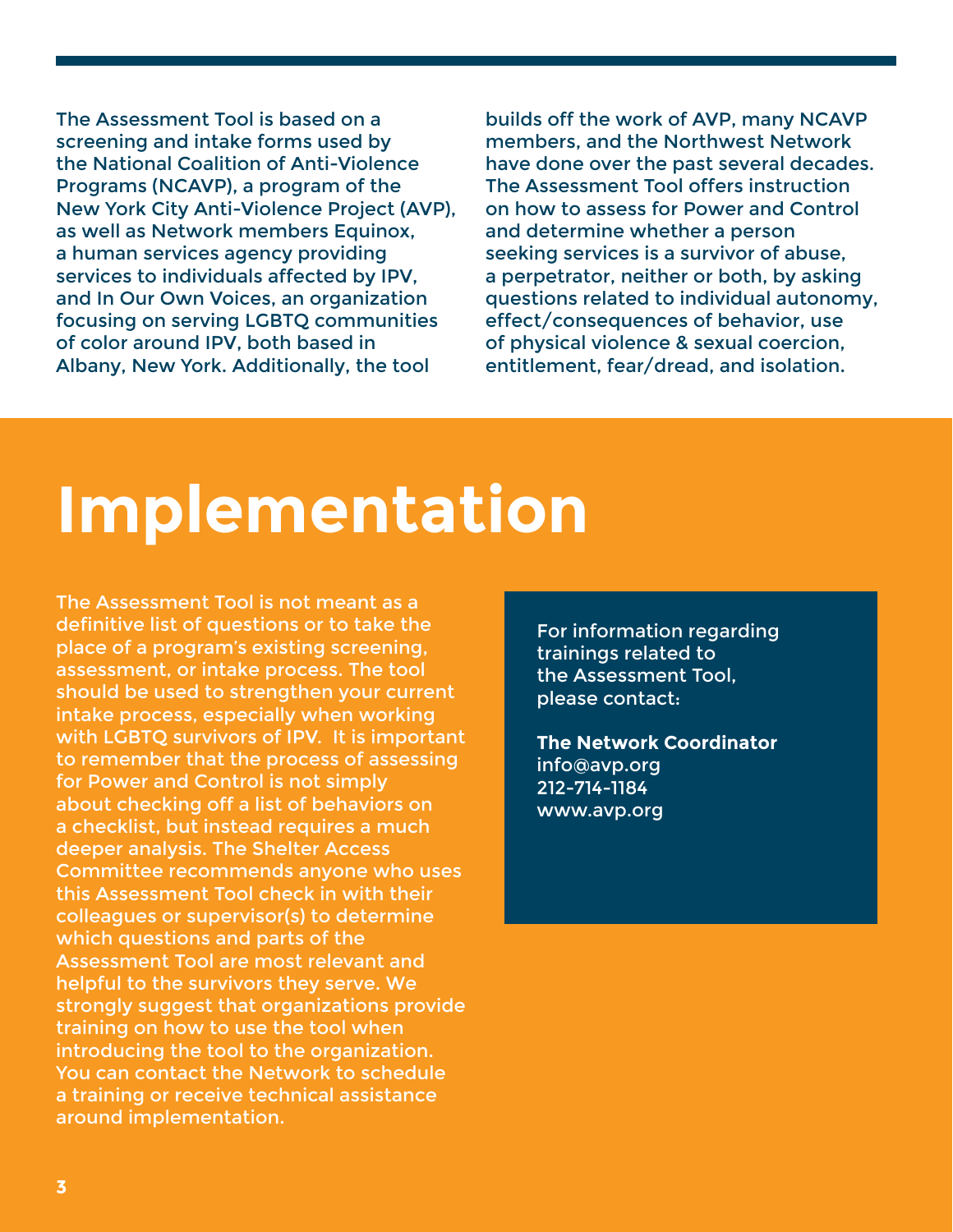The Assessment Tool is based on a screening and intake forms used by the National Coalition of Anti-Violence Programs (NCAVP), a program of the New York City Anti-Violence Project (AVP), as well as Network members Equinox, a human services agency providing services to individuals affected by IPV, and In Our Own Voices, an organization focusing on serving LGBTQ communities of color around IPV, both based in Albany, New York. Additionally, the tool builds off the work of AVP, many NCAVP members, and the Northwest Network have done over the past several decades. The Assessment Tool offers instruction on how to assess for Power and Control and determine whether a person seeking services is a survivor of abuse, a perpetrator, neither or both, by asking questions related to individual autonomy, effect/consequences of behavior, use of physical violence & sexual coercion, entitlement, fear/dread, and isolation.

# Implementation

The Assessment Tool is not meant as a definitive list of questions or to take the place of a program's existing screening, assessment, or intake process. The tool should be used to strengthen your current intake process, especially when working with LGBTQ survivors of IPV. It is important to remember that the process of assessing for Power and Control is not simply about checking off a list of behaviors on a checklist, but instead requires a much deeper analysis. The Shelter Access Committee recommends anyone who uses this Assessment Tool check in with their colleagues or supervisor(s) to determine which questions and parts of the Assessment Tool are most relevant and helpful to the survivors they serve. We strongly suggest that organizations provide training on how to use the tool when introducing the tool to the organization. You can contact the Network to schedule a training or receive technical assistance around implementation.

For information regarding trainings related to the Assessment Tool, please contact:

**The Network Coordinator**
info@avp.org
212-714-1184
www.avp.org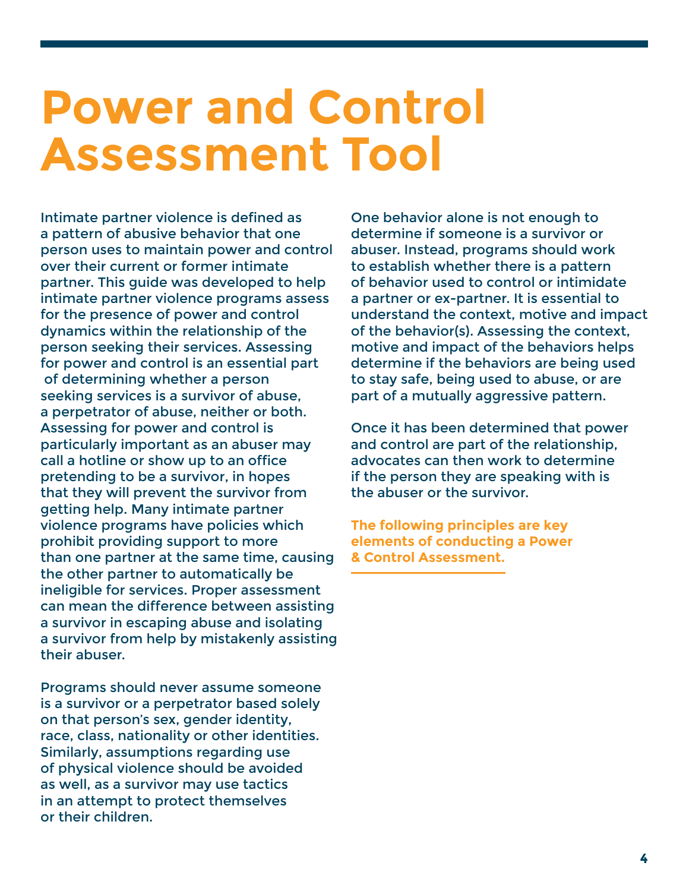# Power and Control Assessment Tool

Intimate partner violence is defined as a pattern of abusive behavior that one person uses to maintain power and control over their current or former intimate partner. This guide was developed to help intimate partner violence programs assess for the presence of power and control dynamics within the relationship of the person seeking their services. Assessing for power and control is an essential part of determining whether a person seeking services is a survivor of abuse, a perpetrator of abuse, neither or both. Assessing for power and control is particularly important as an abuser may call a hotline or show up to an office pretending to be a survivor, in hopes that they will prevent the survivor from getting help. Many intimate partner violence programs have policies which prohibit providing support to more than one partner at the same time, causing the other partner to automatically be ineligible for services. Proper assessment can mean the difference between assisting a survivor in escaping abuse and isolating a survivor from help by mistakenly assisting their abuser.

Programs should never assume someone is a survivor or a perpetrator based solely on that person's sex, gender identity, race, class, nationality or other identities. Similarly, assumptions regarding use of physical violence should be avoided as well, as a survivor may use tactics in an attempt to protect themselves or their children.

One behavior alone is not enough to determine if someone is a survivor or abuser. Instead, programs should work to establish whether there is a pattern of behavior used to control or intimidate a partner or ex-partner. It is essential to understand the context, motive and impact of the behavior(s). Assessing the context, motive and impact of the behaviors helps determine if the behaviors are being used to stay safe, being used to abuse, or are part of a mutually aggressive pattern.

Once it has been determined that power and control are part of the relationship, advocates can then work to determine if the person they are speaking with is the abuser or the survivor.

**The following principles are key elements of conducting a Power & Control Assessment.**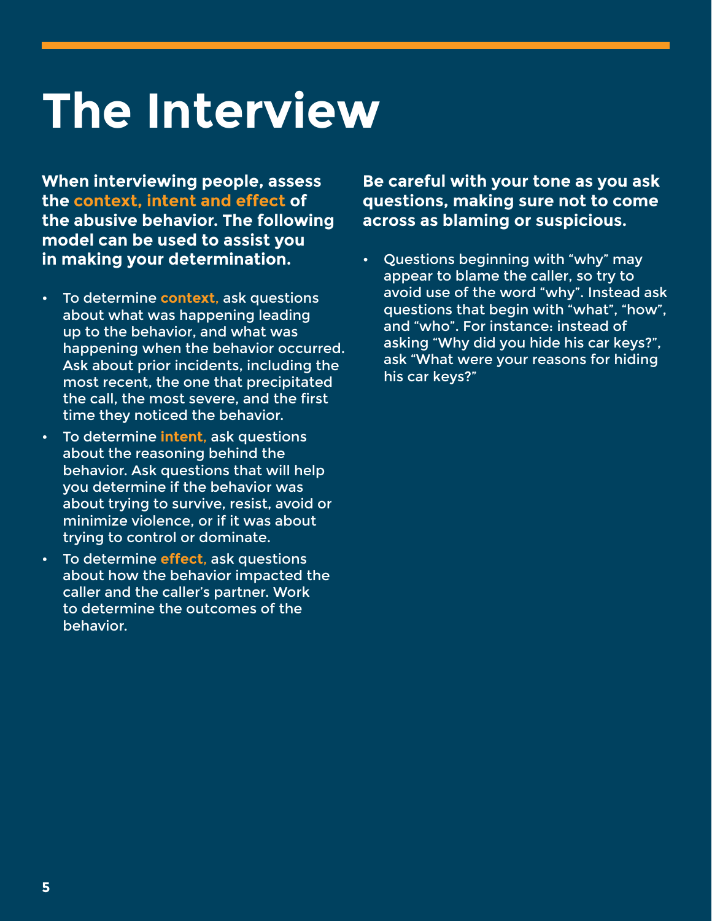# The Interview

**When interviewing people, assess the context, intent and effect of the abusive behavior. The following model can be used to assist you in making your determination.**

- To determine **context,** ask questions about what was happening leading up to the behavior, and what was happening when the behavior occurred. Ask about prior incidents, including the most recent, the one that precipitated the call, the most severe, and the first time they noticed the behavior.
- To determine **intent,** ask questions about the reasoning behind the behavior. Ask questions that will help you determine if the behavior was about trying to survive, resist, avoid or minimize violence, or if it was about trying to control or dominate.
- To determine **effect,** ask questions about how the behavior impacted the caller and the caller's partner. Work to determine the outcomes of the behavior.

**Be careful with your tone as you ask questions, making sure not to come across as blaming or suspicious.**

- Questions beginning with "why" may appear to blame the caller, so try to avoid use of the word "why". Instead ask questions that begin with "what", "how", and "who". For instance: instead of asking "Why did you hide his car keys?", ask "What were your reasons for hiding his car keys?"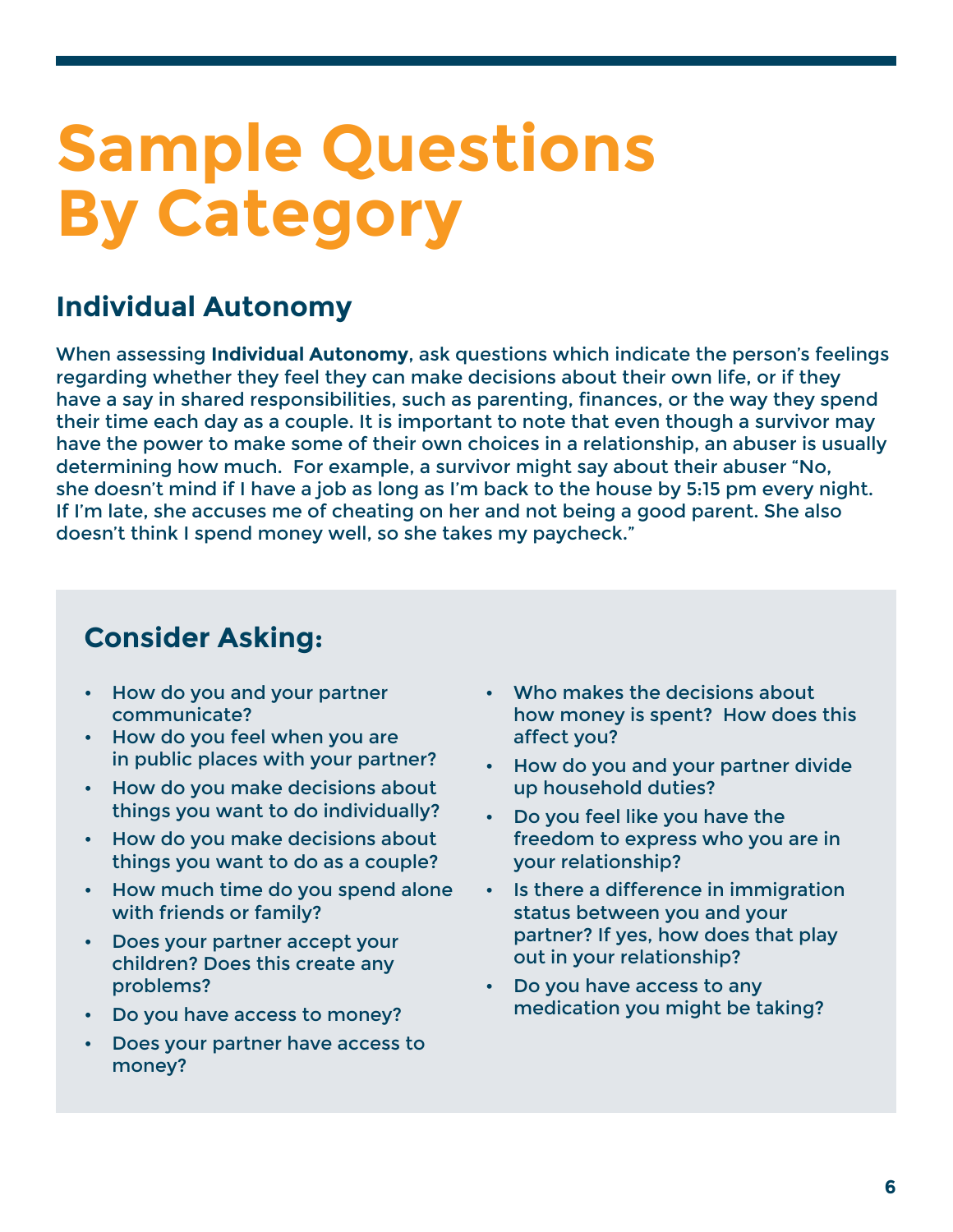# Sample Questions By Category

## Individual Autonomy

When assessing **Individual Autonomy**, ask questions which indicate the person's feelings regarding whether they feel they can make decisions about their own life, or if they have a say in shared responsibilities, such as parenting, finances, or the way they spend their time each day as a couple. It is important to note that even though a survivor may have the power to make some of their own choices in a relationship, an abuser is usually determining how much. For example, a survivor might say about their abuser "No, she doesn't mind if I have a job as long as I'm back to the house by 5:15 pm every night. If I'm late, she accuses me of cheating on her and not being a good parent. She also doesn't think I spend money well, so she takes my paycheck."

### Consider Asking:

- How do you and your partner communicate?
- How do you feel when you are in public places with your partner?
- How do you make decisions about things you want to do individually?
- How do you make decisions about things you want to do as a couple?
- How much time do you spend alone with friends or family?
- Does your partner accept your children? Does this create any problems?
- Do you have access to money?
- Does your partner have access to money?
- Who makes the decisions about how money is spent? How does this affect you?
- How do you and your partner divide up household duties?
- Do you feel like you have the freedom to express who you are in your relationship?
- Is there a difference in immigration status between you and your partner? If yes, how does that play out in your relationship?
- Do you have access to any medication you might be taking?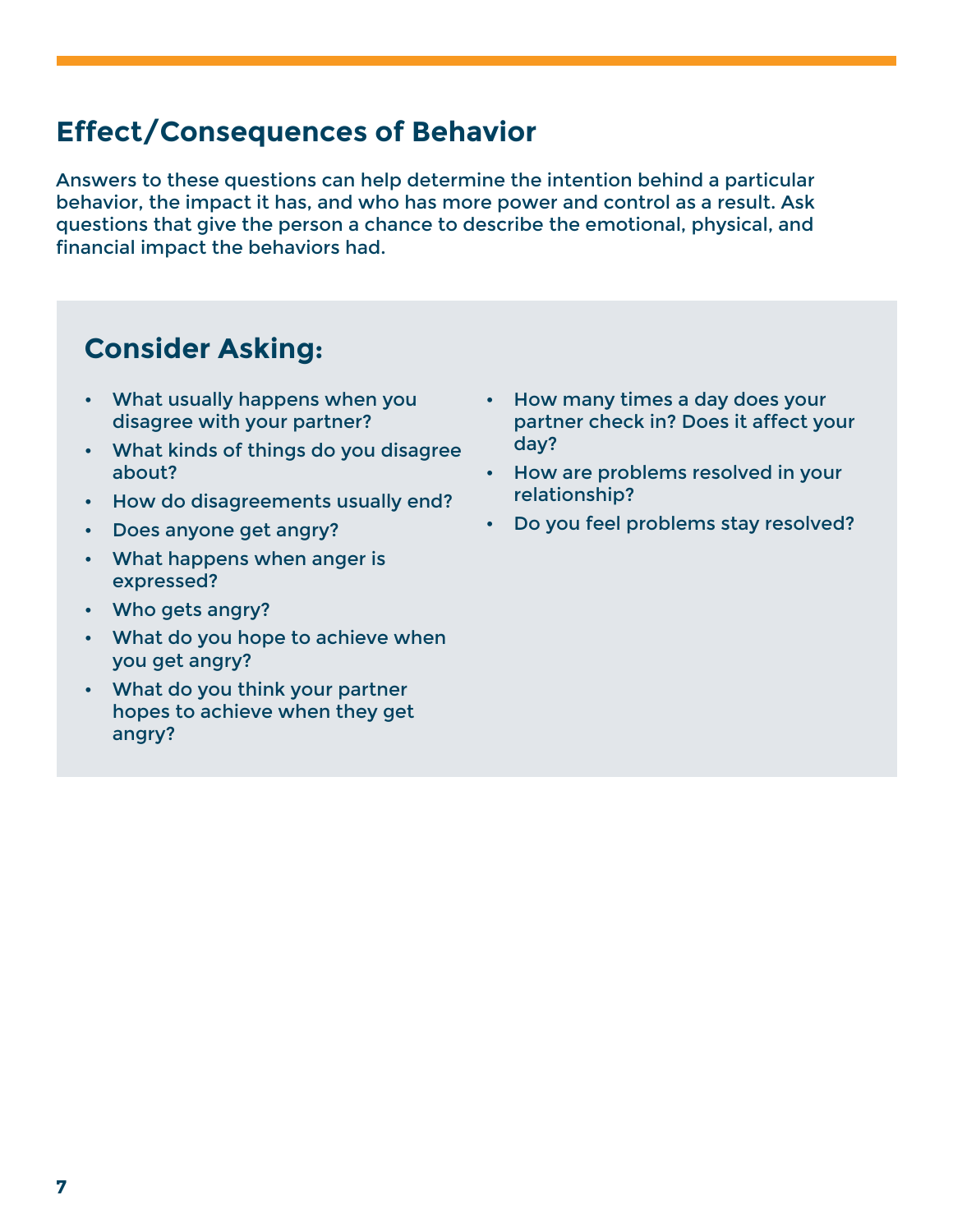## Effect/Consequences of Behavior

Answers to these questions can help determine the intention behind a particular behavior, the impact it has, and who has more power and control as a result. Ask questions that give the person a chance to describe the emotional, physical, and financial impact the behaviors had.

### Consider Asking:

- What usually happens when you disagree with your partner?
- What kinds of things do you disagree about?
- How do disagreements usually end?
- Does anyone get angry?
- What happens when anger is expressed?
- Who gets angry?
- What do you hope to achieve when you get angry?
- What do you think your partner hopes to achieve when they get angry?
- How many times a day does your partner check in? Does it affect your day?
- How are problems resolved in your relationship?
- Do you feel problems stay resolved?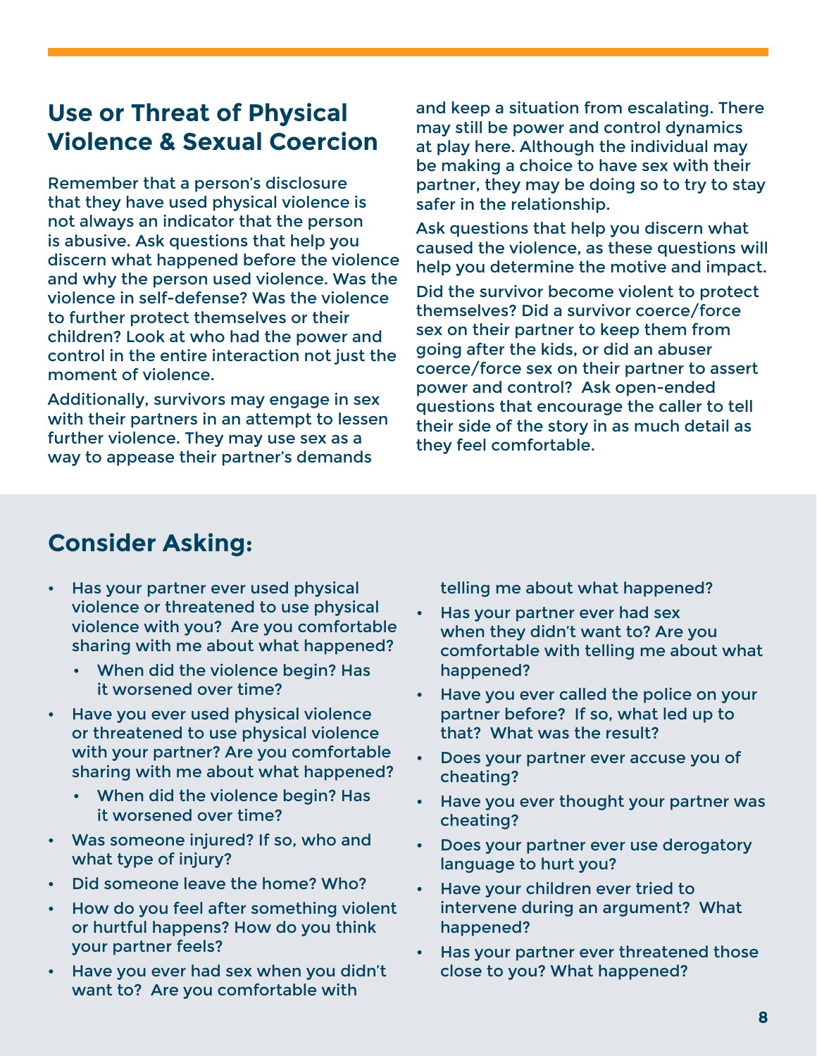## Use or Threat of Physical Violence & Sexual Coercion

Remember that a person's disclosure that they have used physical violence is not always an indicator that the person is abusive. Ask questions that help you discern what happened before the violence and why the person used violence. Was the violence in self-defense? Was the violence to further protect themselves or their children? Look at who had the power and control in the entire interaction not just the moment of violence.

Additionally, survivors may engage in sex with their partners in an attempt to lessen further violence. They may use sex as a way to appease their partner's demands and keep a situation from escalating. There may still be power and control dynamics at play here. Although the individual may be making a choice to have sex with their partner, they may be doing so to try to stay safer in the relationship.

Ask questions that help you discern what caused the violence, as these questions will help you determine the motive and impact.

Did the survivor become violent to protect themselves? Did a survivor coerce/force sex on their partner to keep them from going after the kids, or did an abuser coerce/force sex on their partner to assert power and control? Ask open-ended questions that encourage the caller to tell their side of the story in as much detail as they feel comfortable.

## Consider Asking:

- Has your partner ever used physical violence or threatened to use physical violence with you? Are you comfortable sharing with me about what happened?
  - When did the violence begin? Has it worsened over time?
- Have you ever used physical violence or threatened to use physical violence with your partner? Are you comfortable sharing with me about what happened?
  - When did the violence begin? Has it worsened over time?
- Was someone injured? If so, who and what type of injury?
- Did someone leave the home? Who?
- How do you feel after something violent or hurtful happens? How do you think your partner feels?
- Have you ever had sex when you didn't want to? Are you comfortable with telling me about what happened?
- Has your partner ever had sex when they didn't want to? Are you comfortable with telling me about what happened?
- Have you ever called the police on your partner before? If so, what led up to that? What was the result?
- Does your partner ever accuse you of cheating?
- Have you ever thought your partner was cheating?
- Does your partner ever use derogatory language to hurt you?
- Have your children ever tried to intervene during an argument? What happened?
- Has your partner ever threatened those close to you? What happened?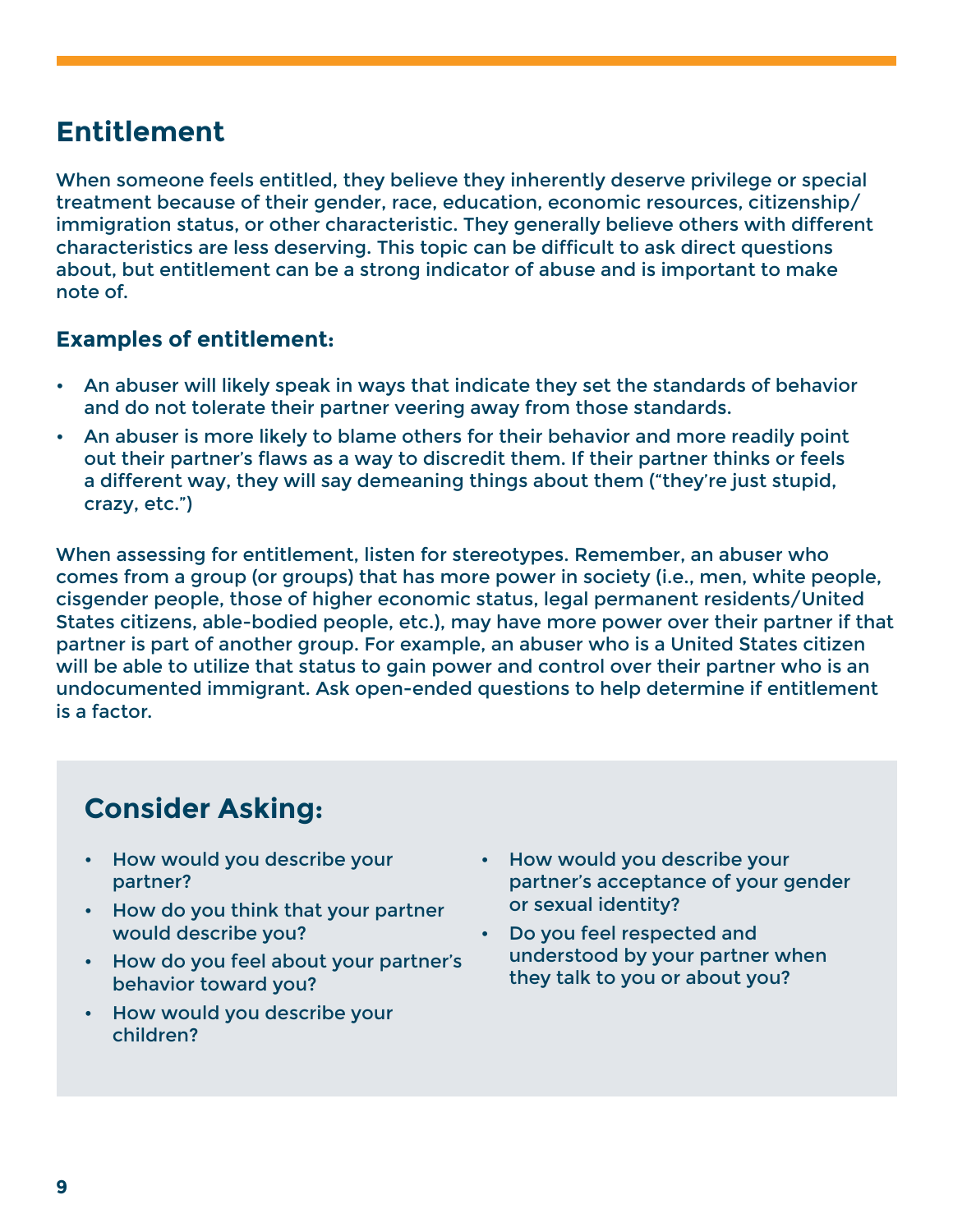## Entitlement

When someone feels entitled, they believe they inherently deserve privilege or special treatment because of their gender, race, education, economic resources, citizenship/immigration status, or other characteristic. They generally believe others with different characteristics are less deserving. This topic can be difficult to ask direct questions about, but entitlement can be a strong indicator of abuse and is important to make note of.

### Examples of entitlement:

- An abuser will likely speak in ways that indicate they set the standards of behavior and do not tolerate their partner veering away from those standards.
- An abuser is more likely to blame others for their behavior and more readily point out their partner's flaws as a way to discredit them. If their partner thinks or feels a different way, they will say demeaning things about them ("they're just stupid, crazy, etc.")

When assessing for entitlement, listen for stereotypes. Remember, an abuser who comes from a group (or groups) that has more power in society (i.e., men, white people, cisgender people, those of higher economic status, legal permanent residents/United States citizens, able-bodied people, etc.), may have more power over their partner if that partner is part of another group. For example, an abuser who is a United States citizen will be able to utilize that status to gain power and control over their partner who is an undocumented immigrant. Ask open-ended questions to help determine if entitlement is a factor.

### Consider Asking:

- How would you describe your partner?
- How do you think that your partner would describe you?
- How do you feel about your partner's behavior toward you?
- How would you describe your children?
- How would you describe your partner's acceptance of your gender or sexual identity?
- Do you feel respected and understood by your partner when they talk to you or about you?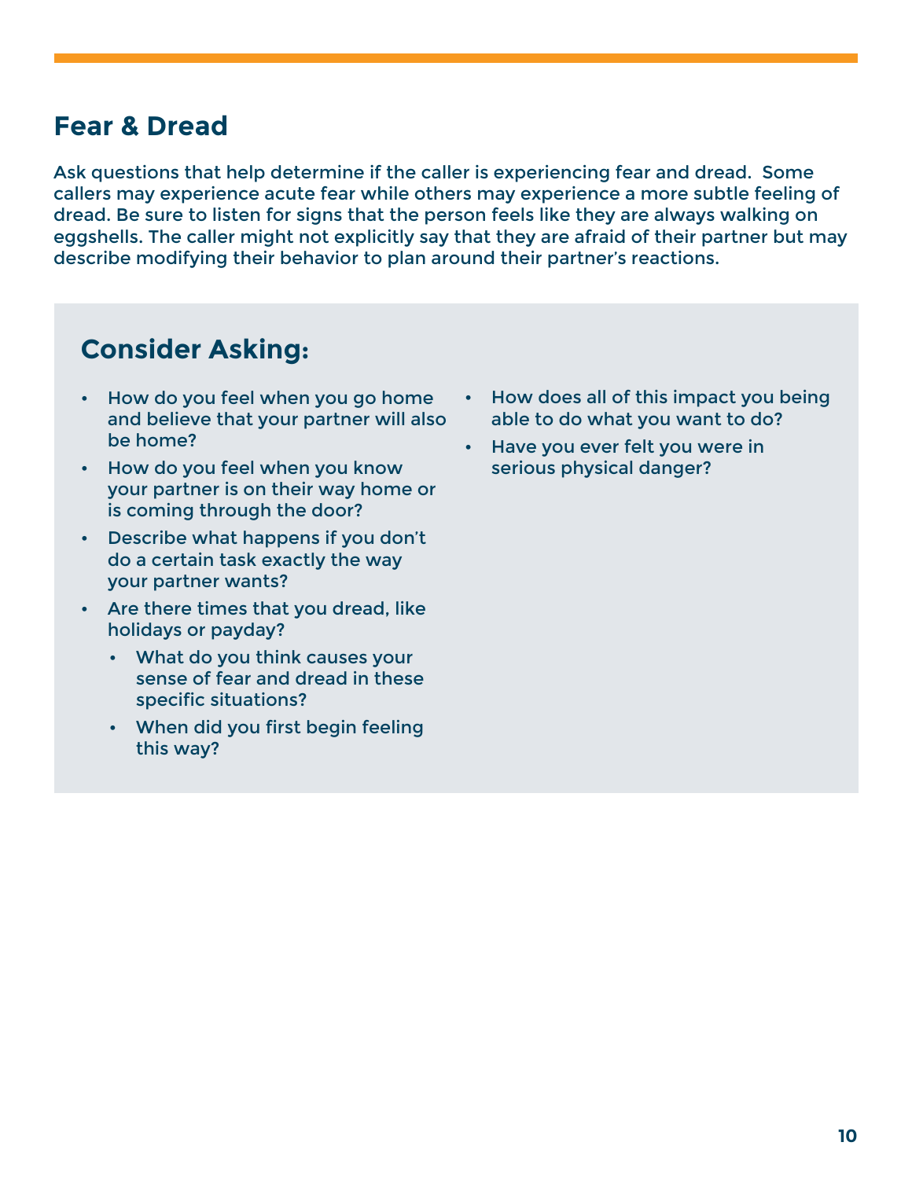## Fear & Dread

Ask questions that help determine if the caller is experiencing fear and dread.  Some callers may experience acute fear while others may experience a more subtle feeling of dread. Be sure to listen for signs that the person feels like they are always walking on eggshells. The caller might not explicitly say that they are afraid of their partner but may describe modifying their behavior to plan around their partner's reactions.

### Consider Asking:

- How do you feel when you go home and believe that your partner will also be home?
- How do you feel when you know your partner is on their way home or is coming through the door?
- Describe what happens if you don't do a certain task exactly the way your partner wants?
- Are there times that you dread, like holidays or payday?
    - What do you think causes your sense of fear and dread in these specific situations?
    - When did you first begin feeling this way?
- How does all of this impact you being able to do what you want to do?
- Have you ever felt you were in serious physical danger?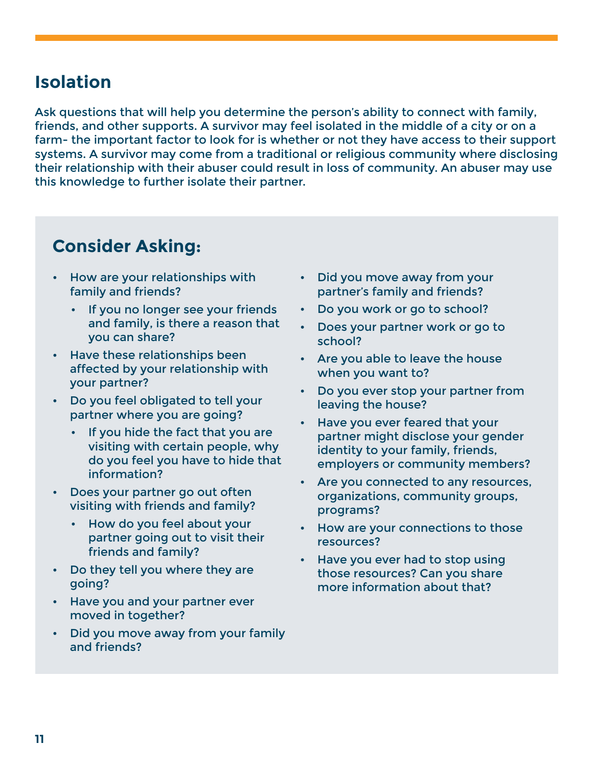## Isolation

Ask questions that will help you determine the person's ability to connect with family, friends, and other supports. A survivor may feel isolated in the middle of a city or on a farm- the important factor to look for is whether or not they have access to their support systems. A survivor may come from a traditional or religious community where disclosing their relationship with their abuser could result in loss of community. An abuser may use this knowledge to further isolate their partner.

### Consider Asking:

- How are your relationships with family and friends?
  - If you no longer see your friends and family, is there a reason that you can share?
- Have these relationships been affected by your relationship with your partner?
- Do you feel obligated to tell your partner where you are going?
  - If you hide the fact that you are visiting with certain people, why do you feel you have to hide that information?
- Does your partner go out often visiting with friends and family?
  - How do you feel about your partner going out to visit their friends and family?
- Do they tell you where they are going?
- Have you and your partner ever moved in together?
- Did you move away from your family and friends?
- Did you move away from your partner's family and friends?
- Do you work or go to school?
- Does your partner work or go to school?
- Are you able to leave the house when you want to?
- Do you ever stop your partner from leaving the house?
- Have you ever feared that your partner might disclose your gender identity to your family, friends, employers or community members?
- Are you connected to any resources, organizations, community groups, programs?
- How are your connections to those resources?
- Have you ever had to stop using those resources? Can you share more information about that?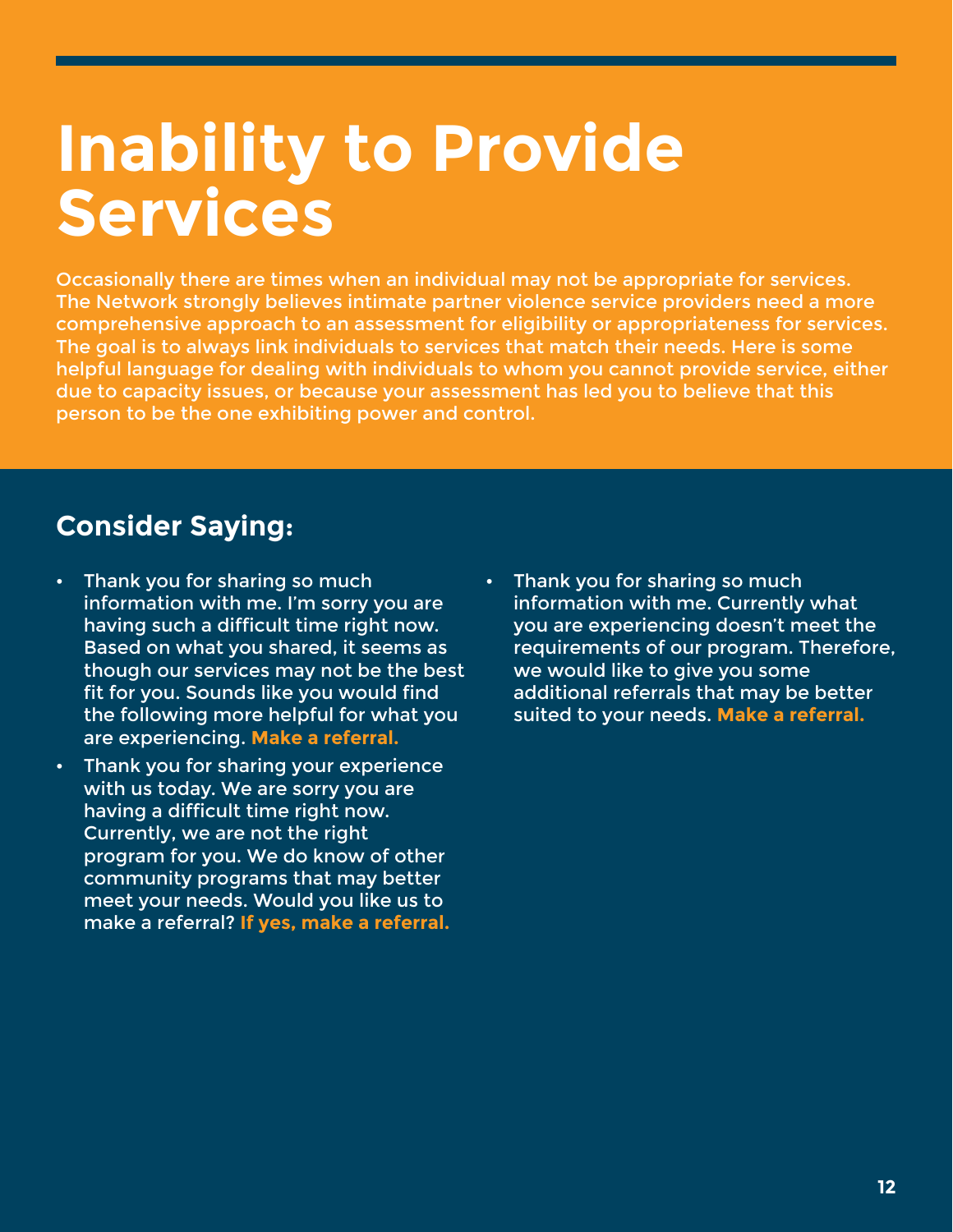# Inability to Provide Services

Occasionally there are times when an individual may not be appropriate for services. The Network strongly believes intimate partner violence service providers need a more comprehensive approach to an assessment for eligibility or appropriateness for services. The goal is to always link individuals to services that match their needs. Here is some helpful language for dealing with individuals to whom you cannot provide service, either due to capacity issues, or because your assessment has led you to believe that this person to be the one exhibiting power and control.

## Consider Saying:

- Thank you for sharing so much information with me. I'm sorry you are having such a difficult time right now. Based on what you shared, it seems as though our services may not be the best fit for you. Sounds like you would find the following more helpful for what you are experiencing. **Make a referral.**
- Thank you for sharing your experience with us today. We are sorry you are having a difficult time right now. Currently, we are not the right program for you. We do know of other community programs that may better meet your needs. Would you like us to make a referral? **If yes, make a referral.**
- Thank you for sharing so much information with me. Currently what you are experiencing doesn't meet the requirements of our program. Therefore, we would like to give you some additional referrals that may be better suited to your needs. **Make a referral.**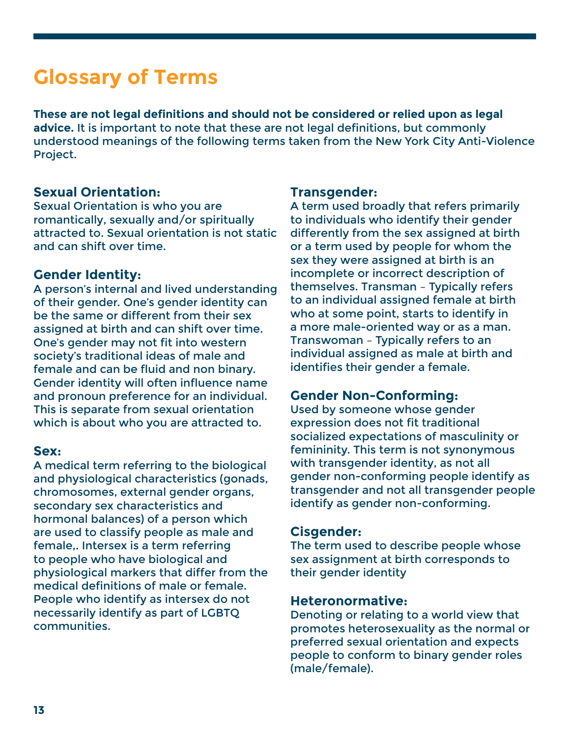# Glossary of Terms

**These are not legal definitions and should not be considered or relied upon as legal advice.** It is important to note that these are not legal definitions, but commonly understood meanings of the following terms taken from the New York City Anti-Violence Project.

### Sexual Orientation:

Sexual Orientation is who you are romantically, sexually and/or spiritually attracted to. Sexual orientation is not static and can shift over time.

### Gender Identity:

A person's internal and lived understanding of their gender. One's gender identity can be the same or different from their sex assigned at birth and can shift over time. One's gender may not fit into western society's traditional ideas of male and female and can be fluid and non binary. Gender identity will often influence name and pronoun preference for an individual. This is separate from sexual orientation which is about who you are attracted to.

### Sex:

A medical term referring to the biological and physiological characteristics (gonads, chromosomes, external gender organs, secondary sex characteristics and hormonal balances) of a person which are used to classify people as male and female,. Intersex is a term referring to people who have biological and physiological markers that differ from the medical definitions of male or female. People who identify as intersex do not necessarily identify as part of LGBTQ communities.

### Transgender:

A term used broadly that refers primarily to individuals who identify their gender differently from the sex assigned at birth or a term used by people for whom the sex they were assigned at birth is an incomplete or incorrect description of themselves. Transman – Typically refers to an individual assigned female at birth who at some point, starts to identify in a more male-oriented way or as a man. Transwoman – Typically refers to an individual assigned as male at birth and identifies their gender a female.

### Gender Non-Conforming:

Used by someone whose gender expression does not fit traditional socialized expectations of masculinity or femininity. This term is not synonymous with transgender identity, as not all gender non-conforming people identify as transgender and not all transgender people identify as gender non-conforming.

### Cisgender:

The term used to describe people whose sex assignment at birth corresponds to their gender identity

### Heteronormative:

Denoting or relating to a world view that promotes heterosexuality as the normal or preferred sexual orientation and expects people to conform to binary gender roles (male/female).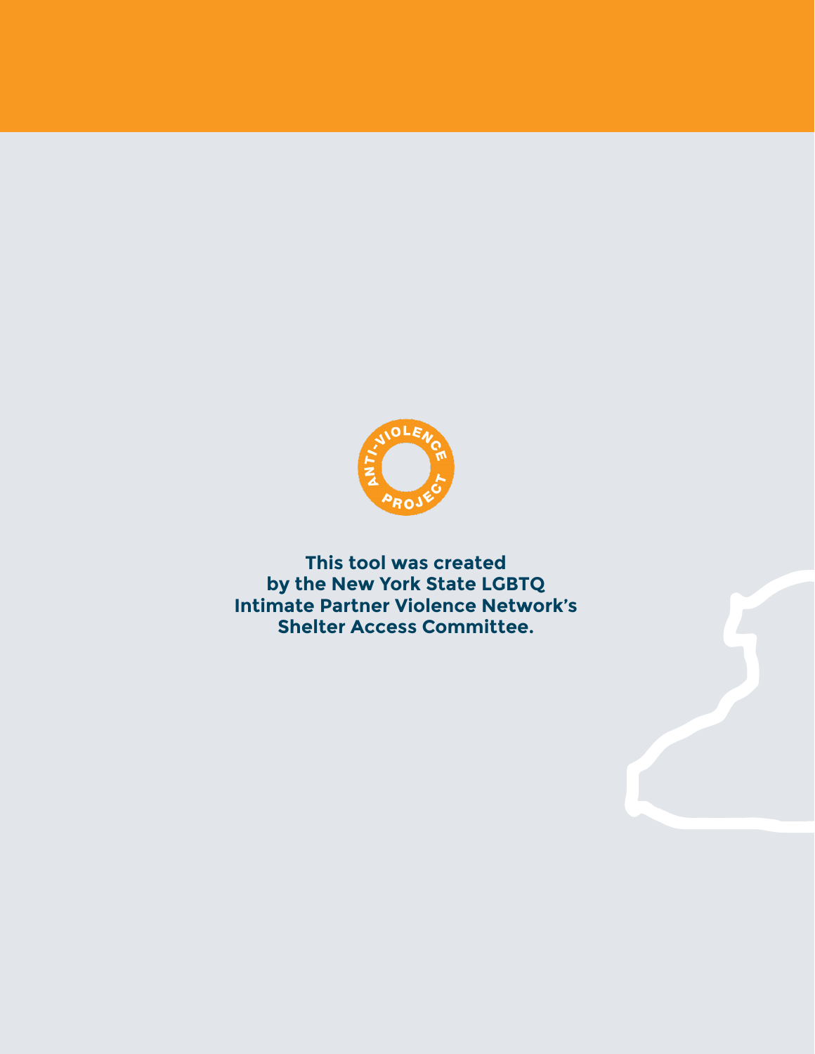ANTI-VIOLENCE PROJECT

**This tool was created by the New York State LGBTQ Intimate Partner Violence Network's Shelter Access Committee.**